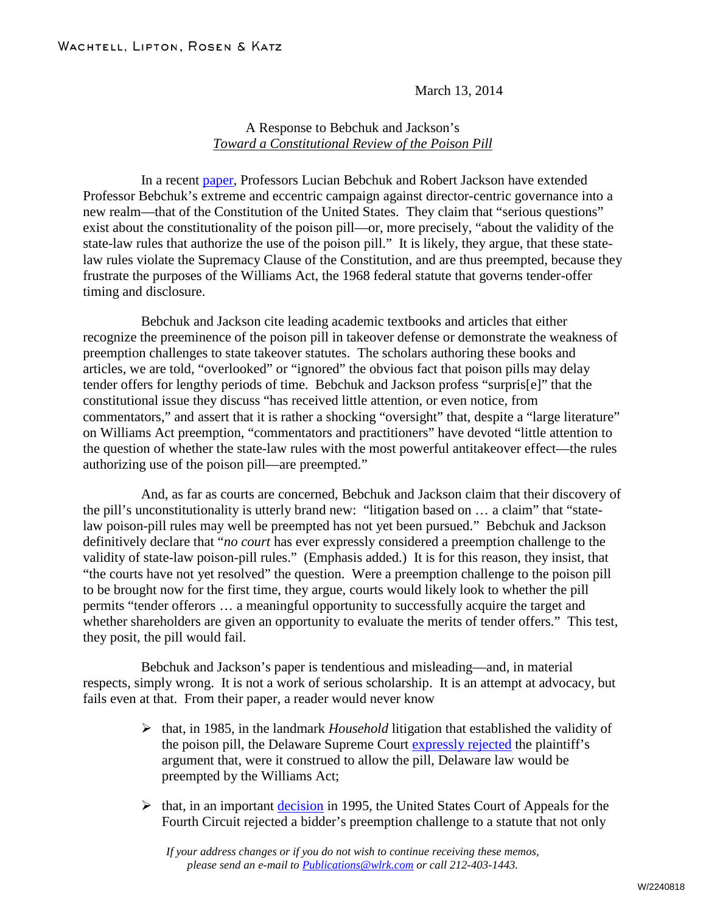WACHTELL, LIPTON, ROSEN & KATZ

March 13, 2014

A Response to Bebchuk and Jackson's
*Toward a Constitutional Review of the Poison Pill*

In a recent paper, Professors Lucian Bebchuk and Robert Jackson have extended Professor Bebchuk's extreme and eccentric campaign against director-centric governance into a new realm—that of the Constitution of the United States. They claim that "serious questions" exist about the constitutionality of the poison pill—or, more precisely, "about the validity of the state-law rules that authorize the use of the poison pill." It is likely, they argue, that these state-law rules violate the Supremacy Clause of the Constitution, and are thus preempted, because they frustrate the purposes of the Williams Act, the 1968 federal statute that governs tender-offer timing and disclosure.

Bebchuk and Jackson cite leading academic textbooks and articles that either recognize the preeminence of the poison pill in takeover defense or demonstrate the weakness of preemption challenges to state takeover statutes. The scholars authoring these books and articles, we are told, "overlooked" or "ignored" the obvious fact that poison pills may delay tender offers for lengthy periods of time. Bebchuk and Jackson profess "surpris[e]" that the constitutional issue they discuss "has received little attention, or even notice, from commentators," and assert that it is rather a shocking "oversight" that, despite a "large literature" on Williams Act preemption, "commentators and practitioners" have devoted "little attention to the question of whether the state-law rules with the most powerful antitakeover effect—the rules authorizing use of the poison pill—are preempted."

And, as far as courts are concerned, Bebchuk and Jackson claim that their discovery of the pill's unconstitutionality is utterly brand new: "litigation based on … a claim" that "state-law poison-pill rules may well be preempted has not yet been pursued." Bebchuk and Jackson definitively declare that "*no court* has ever expressly considered a preemption challenge to the validity of state-law poison-pill rules." (Emphasis added.) It is for this reason, they insist, that "the courts have not yet resolved" the question. Were a preemption challenge to the poison pill to be brought now for the first time, they argue, courts would likely look to whether the pill permits "tender offerors … a meaningful opportunity to successfully acquire the target and whether shareholders are given an opportunity to evaluate the merits of tender offers." This test, they posit, the pill would fail.

Bebchuk and Jackson's paper is tendentious and misleading—and, in material respects, simply wrong. It is not a work of serious scholarship. It is an attempt at advocacy, but fails even at that. From their paper, a reader would never know

- that, in 1985, in the landmark *Household* litigation that established the validity of the poison pill, the Delaware Supreme Court expressly rejected the plaintiff's argument that, were it construed to allow the pill, Delaware law would be preempted by the Williams Act;
- that, in an important decision in 1995, the United States Court of Appeals for the Fourth Circuit rejected a bidder's preemption challenge to a statute that not only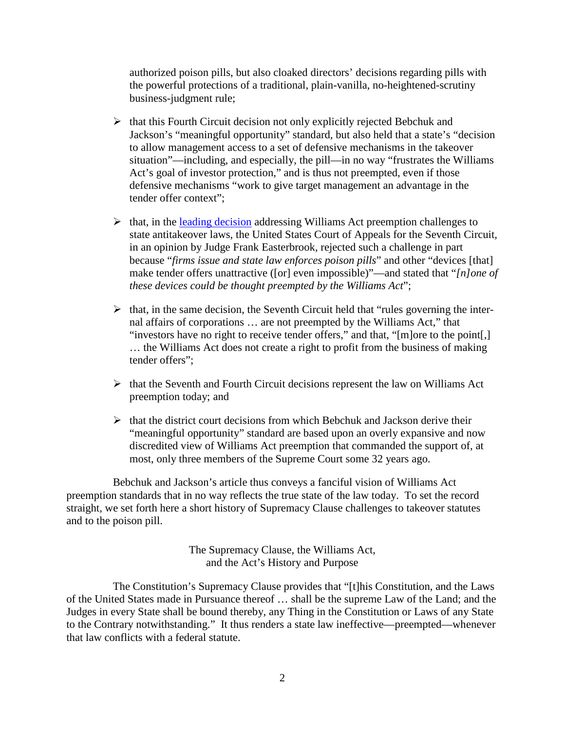authorized poison pills, but also cloaked directors' decisions regarding pills with the powerful protections of a traditional, plain-vanilla, no-heightened-scrutiny business-judgment rule;

- that this Fourth Circuit decision not only explicitly rejected Bebchuk and Jackson's "meaningful opportunity" standard, but also held that a state's "decision to allow management access to a set of defensive mechanisms in the takeover situation"—including, and especially, the pill—in no way "frustrates the Williams Act's goal of investor protection," and is thus not preempted, even if those defensive mechanisms "work to give target management an advantage in the tender offer context";

- that, in the leading decision addressing Williams Act preemption challenges to state antitakeover laws, the United States Court of Appeals for the Seventh Circuit, in an opinion by Judge Frank Easterbrook, rejected such a challenge in part because "*firms issue and state law enforces poison pills*" and other "devices [that] make tender offers unattractive ([or] even impossible)"—and stated that "*[n]one of these devices could be thought preempted by the Williams Act*";

- that, in the same decision, the Seventh Circuit held that "rules governing the internal affairs of corporations … are not preempted by the Williams Act," that "investors have no right to receive tender offers," and that, "[m]ore to the point[,] … the Williams Act does not create a right to profit from the business of making tender offers";

- that the Seventh and Fourth Circuit decisions represent the law on Williams Act preemption today; and

- that the district court decisions from which Bebchuk and Jackson derive their "meaningful opportunity" standard are based upon an overly expansive and now discredited view of Williams Act preemption that commanded the support of, at most, only three members of the Supreme Court some 32 years ago.

Bebchuk and Jackson's article thus conveys a fanciful vision of Williams Act preemption standards that in no way reflects the true state of the law today. To set the record straight, we set forth here a short history of Supremacy Clause challenges to takeover statutes and to the poison pill.

## The Supremacy Clause, the Williams Act, and the Act's History and Purpose

The Constitution's Supremacy Clause provides that "[t]his Constitution, and the Laws of the United States made in Pursuance thereof … shall be the supreme Law of the Land; and the Judges in every State shall be bound thereby, any Thing in the Constitution or Laws of any State to the Contrary notwithstanding." It thus renders a state law ineffective—preempted—whenever that law conflicts with a federal statute.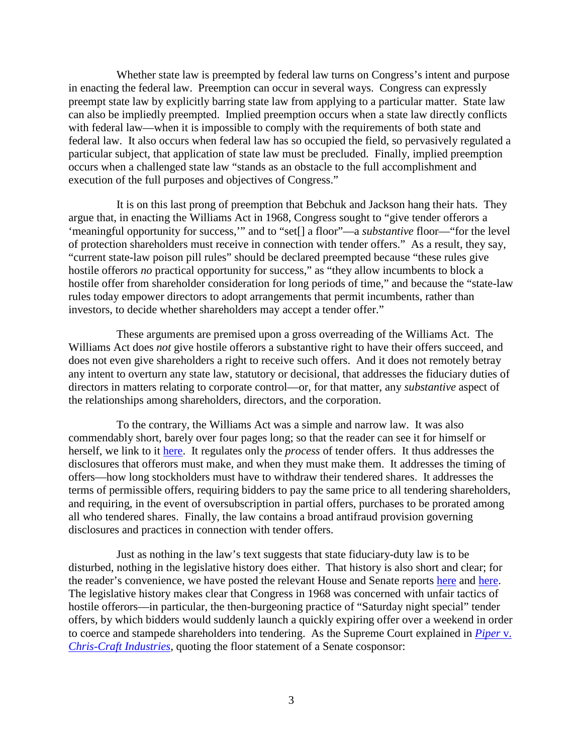Whether state law is preempted by federal law turns on Congress's intent and purpose in enacting the federal law. Preemption can occur in several ways. Congress can expressly preempt state law by explicitly barring state law from applying to a particular matter. State law can also be impliedly preempted. Implied preemption occurs when a state law directly conflicts with federal law—when it is impossible to comply with the requirements of both state and federal law. It also occurs when federal law has so occupied the field, so pervasively regulated a particular subject, that application of state law must be precluded. Finally, implied preemption occurs when a challenged state law "stands as an obstacle to the full accomplishment and execution of the full purposes and objectives of Congress."

It is on this last prong of preemption that Bebchuk and Jackson hang their hats. They argue that, in enacting the Williams Act in 1968, Congress sought to "give tender offerors a 'meaningful opportunity for success,'" and to "set[] a floor"—a *substantive* floor—"for the level of protection shareholders must receive in connection with tender offers." As a result, they say, "current state-law poison pill rules" should be declared preempted because "these rules give hostile offerors *no* practical opportunity for success," as "they allow incumbents to block a hostile offer from shareholder consideration for long periods of time," and because the "state-law rules today empower directors to adopt arrangements that permit incumbents, rather than investors, to decide whether shareholders may accept a tender offer."

These arguments are premised upon a gross overreading of the Williams Act. The Williams Act does *not* give hostile offerors a substantive right to have their offers succeed, and does not even give shareholders a right to receive such offers. And it does not remotely betray any intent to overturn any state law, statutory or decisional, that addresses the fiduciary duties of directors in matters relating to corporate control—or, for that matter, any *substantive* aspect of the relationships among shareholders, directors, and the corporation.

To the contrary, the Williams Act was a simple and narrow law. It was also commendably short, barely over four pages long; so that the reader can see it for himself or herself, we link to it here. It regulates only the *process* of tender offers. It thus addresses the disclosures that offerors must make, and when they must make them. It addresses the timing of offers—how long stockholders must have to withdraw their tendered shares. It addresses the terms of permissible offers, requiring bidders to pay the same price to all tendering shareholders, and requiring, in the event of oversubscription in partial offers, purchases to be prorated among all who tendered shares. Finally, the law contains a broad antifraud provision governing disclosures and practices in connection with tender offers.

Just as nothing in the law's text suggests that state fiduciary-duty law is to be disturbed, nothing in the legislative history does either. That history is also short and clear; for the reader's convenience, we have posted the relevant House and Senate reports here and here. The legislative history makes clear that Congress in 1968 was concerned with unfair tactics of hostile offerors—in particular, the then-burgeoning practice of "Saturday night special" tender offers, by which bidders would suddenly launch a quickly expiring offer over a weekend in order to coerce and stampede shareholders into tendering. As the Supreme Court explained in *Piper* v. *Chris-Craft Industries*, quoting the floor statement of a Senate cosponsor: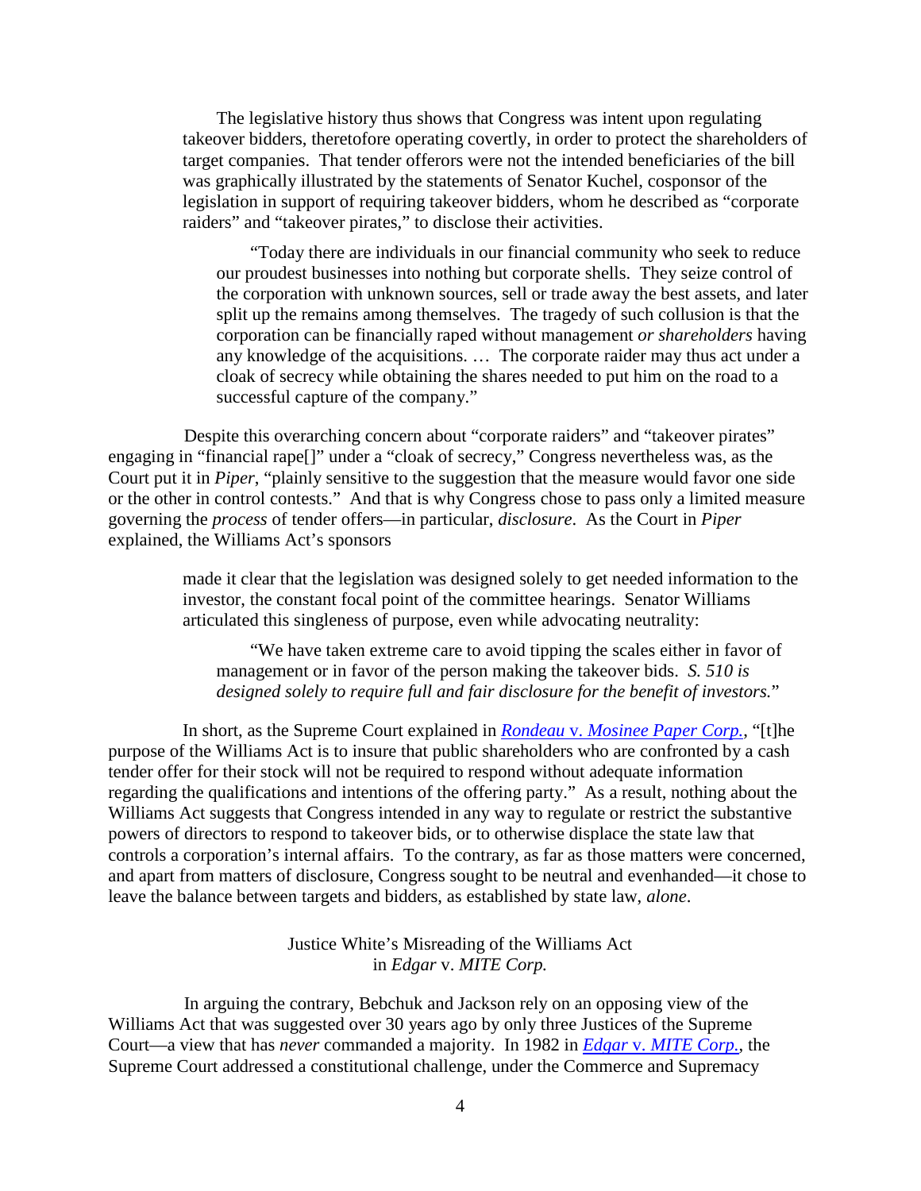The legislative history thus shows that Congress was intent upon regulating takeover bidders, theretofore operating covertly, in order to protect the shareholders of target companies. That tender offerors were not the intended beneficiaries of the bill was graphically illustrated by the statements of Senator Kuchel, cosponsor of the legislation in support of requiring takeover bidders, whom he described as "corporate raiders" and "takeover pirates," to disclose their activities.

> > "Today there are individuals in our financial community who seek to reduce our proudest businesses into nothing but corporate shells. They seize control of the corporation with unknown sources, sell or trade away the best assets, and later split up the remains among themselves. The tragedy of such collusion is that the corporation can be financially raped without management *or shareholders* having any knowledge of the acquisitions. … The corporate raider may thus act under a cloak of secrecy while obtaining the shares needed to put him on the road to a successful capture of the company."

Despite this overarching concern about "corporate raiders" and "takeover pirates" engaging in "financial rape[]" under a "cloak of secrecy," Congress nevertheless was, as the Court put it in *Piper*, "plainly sensitive to the suggestion that the measure would favor one side or the other in control contests." And that is why Congress chose to pass only a limited measure governing the *process* of tender offers—in particular, *disclosure*. As the Court in *Piper* explained, the Williams Act's sponsors

> made it clear that the legislation was designed solely to get needed information to the investor, the constant focal point of the committee hearings. Senator Williams articulated this singleness of purpose, even while advocating neutrality:
>
> > "We have taken extreme care to avoid tipping the scales either in favor of management or in favor of the person making the takeover bids. *S. 510 is designed solely to require full and fair disclosure for the benefit of investors.*"

In short, as the Supreme Court explained in *Rondeau* v. *Mosinee Paper Corp.*, "[t]he purpose of the Williams Act is to insure that public shareholders who are confronted by a cash tender offer for their stock will not be required to respond without adequate information regarding the qualifications and intentions of the offering party." As a result, nothing about the Williams Act suggests that Congress intended in any way to regulate or restrict the substantive powers of directors to respond to takeover bids, or to otherwise displace the state law that controls a corporation's internal affairs. To the contrary, as far as those matters were concerned, and apart from matters of disclosure, Congress sought to be neutral and evenhanded—it chose to leave the balance between targets and bidders, as established by state law, *alone*.

### Justice White's Misreading of the Williams Act in *Edgar* v. *MITE Corp.*

In arguing the contrary, Bebchuk and Jackson rely on an opposing view of the Williams Act that was suggested over 30 years ago by only three Justices of the Supreme Court—a view that has *never* commanded a majority. In 1982 in *Edgar* v. *MITE Corp.*, the Supreme Court addressed a constitutional challenge, under the Commerce and Supremacy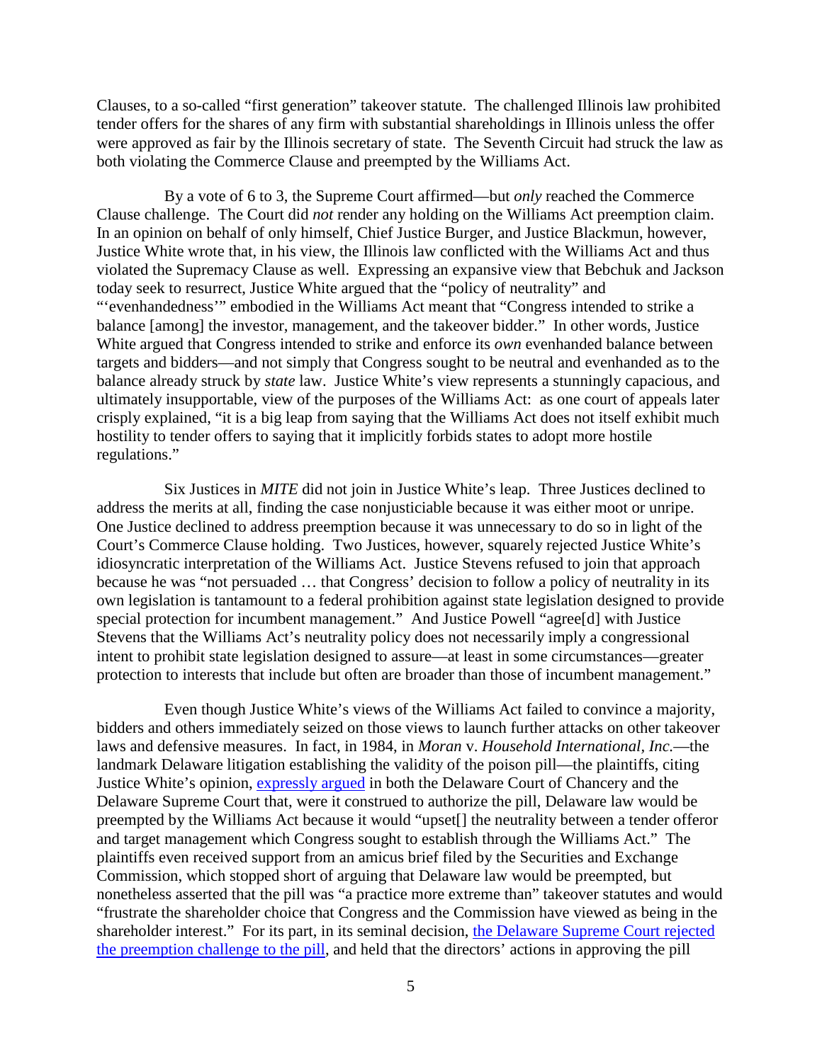Clauses, to a so-called "first generation" takeover statute. The challenged Illinois law prohibited tender offers for the shares of any firm with substantial shareholdings in Illinois unless the offer were approved as fair by the Illinois secretary of state. The Seventh Circuit had struck the law as both violating the Commerce Clause and preempted by the Williams Act.

By a vote of 6 to 3, the Supreme Court affirmed—but *only* reached the Commerce Clause challenge. The Court did *not* render any holding on the Williams Act preemption claim. In an opinion on behalf of only himself, Chief Justice Burger, and Justice Blackmun, however, Justice White wrote that, in his view, the Illinois law conflicted with the Williams Act and thus violated the Supremacy Clause as well. Expressing an expansive view that Bebchuk and Jackson today seek to resurrect, Justice White argued that the "policy of neutrality" and "'evenhandedness'" embodied in the Williams Act meant that "Congress intended to strike a balance [among] the investor, management, and the takeover bidder." In other words, Justice White argued that Congress intended to strike and enforce its *own* evenhanded balance between targets and bidders—and not simply that Congress sought to be neutral and evenhanded as to the balance already struck by *state* law. Justice White's view represents a stunningly capacious, and ultimately insupportable, view of the purposes of the Williams Act: as one court of appeals later crisply explained, "it is a big leap from saying that the Williams Act does not itself exhibit much hostility to tender offers to saying that it implicitly forbids states to adopt more hostile regulations."

Six Justices in *MITE* did not join in Justice White's leap. Three Justices declined to address the merits at all, finding the case nonjusticiable because it was either moot or unripe. One Justice declined to address preemption because it was unnecessary to do so in light of the Court's Commerce Clause holding. Two Justices, however, squarely rejected Justice White's idiosyncratic interpretation of the Williams Act. Justice Stevens refused to join that approach because he was "not persuaded … that Congress' decision to follow a policy of neutrality in its own legislation is tantamount to a federal prohibition against state legislation designed to provide special protection for incumbent management." And Justice Powell "agree[d] with Justice Stevens that the Williams Act's neutrality policy does not necessarily imply a congressional intent to prohibit state legislation designed to assure—at least in some circumstances—greater protection to interests that include but often are broader than those of incumbent management."

Even though Justice White's views of the Williams Act failed to convince a majority, bidders and others immediately seized on those views to launch further attacks on other takeover laws and defensive measures. In fact, in 1984, in *Moran* v. *Household International, Inc.*—the landmark Delaware litigation establishing the validity of the poison pill—the plaintiffs, citing Justice White's opinion, expressly argued in both the Delaware Court of Chancery and the Delaware Supreme Court that, were it construed to authorize the pill, Delaware law would be preempted by the Williams Act because it would "upset[] the neutrality between a tender offeror and target management which Congress sought to establish through the Williams Act." The plaintiffs even received support from an amicus brief filed by the Securities and Exchange Commission, which stopped short of arguing that Delaware law would be preempted, but nonetheless asserted that the pill was "a practice more extreme than" takeover statutes and would "frustrate the shareholder choice that Congress and the Commission have viewed as being in the shareholder interest." For its part, in its seminal decision, the Delaware Supreme Court rejected the preemption challenge to the pill, and held that the directors' actions in approving the pill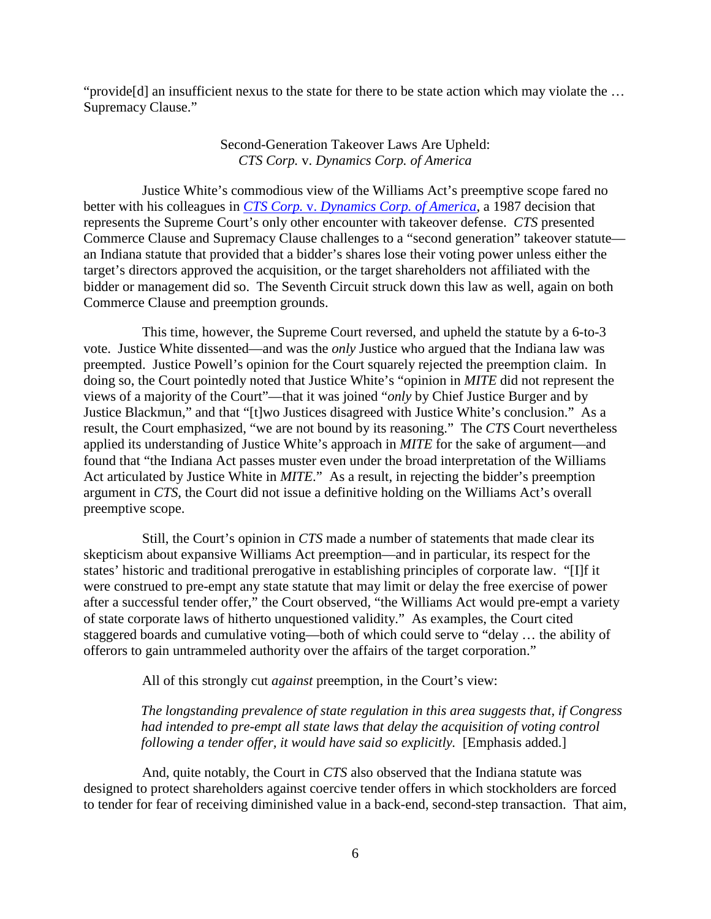"provide[d] an insufficient nexus to the state for there to be state action which may violate the … Supremacy Clause."

## Second-Generation Takeover Laws Are Upheld: *CTS Corp.* v. *Dynamics Corp. of America*

Justice White's commodious view of the Williams Act's preemptive scope fared no better with his colleagues in *CTS Corp.* v. *Dynamics Corp. of America*, a 1987 decision that represents the Supreme Court's only other encounter with takeover defense. *CTS* presented Commerce Clause and Supremacy Clause challenges to a "second generation" takeover statute—an Indiana statute that provided that a bidder's shares lose their voting power unless either the target's directors approved the acquisition, or the target shareholders not affiliated with the bidder or management did so. The Seventh Circuit struck down this law as well, again on both Commerce Clause and preemption grounds.

This time, however, the Supreme Court reversed, and upheld the statute by a 6-to-3 vote. Justice White dissented—and was the *only* Justice who argued that the Indiana law was preempted. Justice Powell's opinion for the Court squarely rejected the preemption claim. In doing so, the Court pointedly noted that Justice White's "opinion in *MITE* did not represent the views of a majority of the Court"—that it was joined "*only* by Chief Justice Burger and by Justice Blackmun," and that "[t]wo Justices disagreed with Justice White's conclusion." As a result, the Court emphasized, "we are not bound by its reasoning." The *CTS* Court nevertheless applied its understanding of Justice White's approach in *MITE* for the sake of argument—and found that "the Indiana Act passes muster even under the broad interpretation of the Williams Act articulated by Justice White in *MITE*." As a result, in rejecting the bidder's preemption argument in *CTS*, the Court did not issue a definitive holding on the Williams Act's overall preemptive scope.

Still, the Court's opinion in *CTS* made a number of statements that made clear its skepticism about expansive Williams Act preemption—and in particular, its respect for the states' historic and traditional prerogative in establishing principles of corporate law. "[I]f it were construed to pre-empt any state statute that may limit or delay the free exercise of power after a successful tender offer," the Court observed, "the Williams Act would pre-empt a variety of state corporate laws of hitherto unquestioned validity." As examples, the Court cited staggered boards and cumulative voting—both of which could serve to "delay … the ability of offerors to gain untrammeled authority over the affairs of the target corporation."

All of this strongly cut *against* preemption, in the Court's view:

> *The longstanding prevalence of state regulation in this area suggests that, if Congress had intended to pre-empt all state laws that delay the acquisition of voting control following a tender offer, it would have said so explicitly.* [Emphasis added.]

And, quite notably, the Court in *CTS* also observed that the Indiana statute was designed to protect shareholders against coercive tender offers in which stockholders are forced to tender for fear of receiving diminished value in a back-end, second-step transaction. That aim,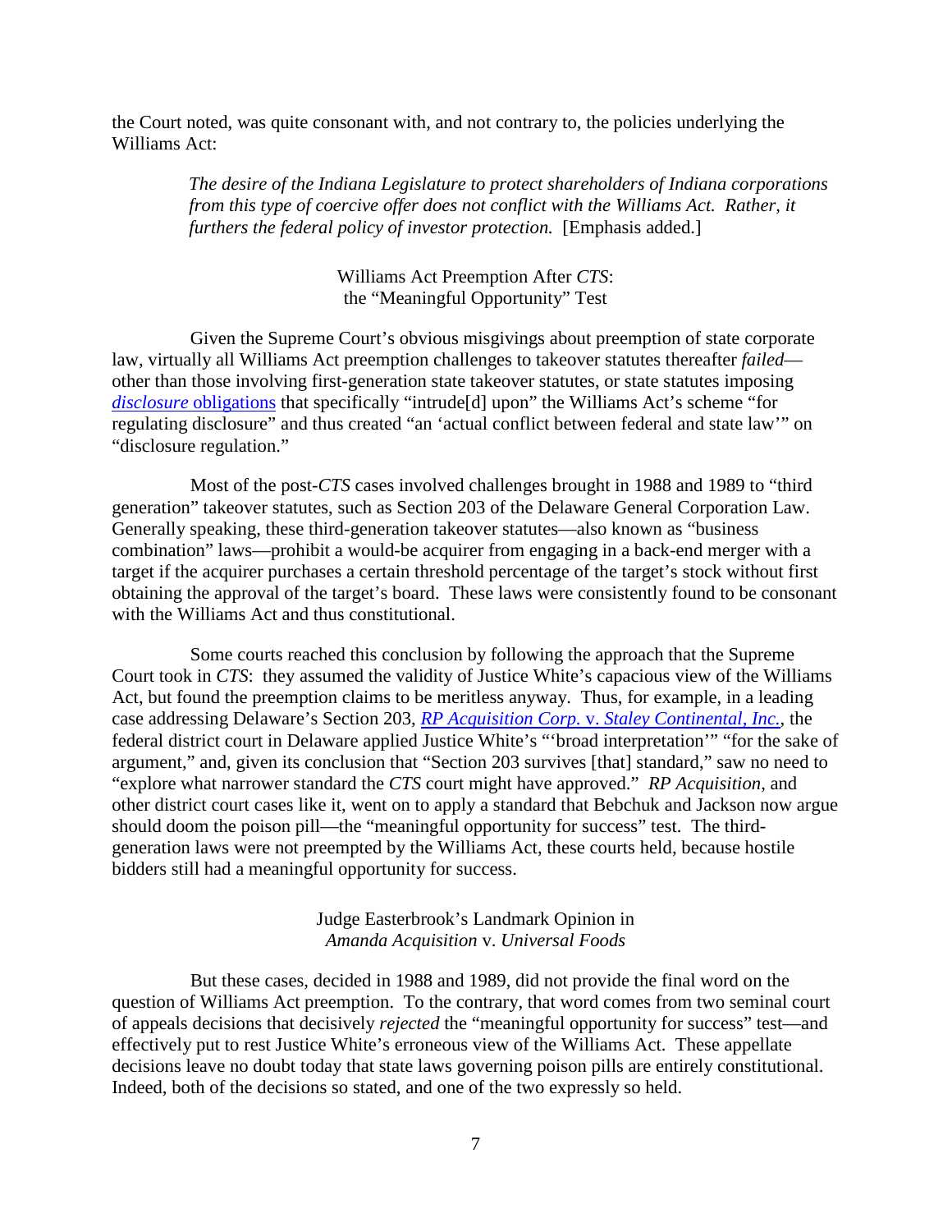the Court noted, was quite consonant with, and not contrary to, the policies underlying the Williams Act:

> *The desire of the Indiana Legislature to protect shareholders of Indiana corporations from this type of coercive offer does not conflict with the Williams Act. Rather, it furthers the federal policy of investor protection.* [Emphasis added.]

### Williams Act Preemption After *CTS*: the "Meaningful Opportunity" Test

Given the Supreme Court's obvious misgivings about preemption of state corporate law, virtually all Williams Act preemption challenges to takeover statutes thereafter *failed*—other than those involving first-generation state takeover statutes, or state statutes imposing *disclosure* obligations that specifically "intrude[d] upon" the Williams Act's scheme "for regulating disclosure" and thus created "an 'actual conflict between federal and state law'" on "disclosure regulation."

Most of the post-*CTS* cases involved challenges brought in 1988 and 1989 to "third generation" takeover statutes, such as Section 203 of the Delaware General Corporation Law. Generally speaking, these third-generation takeover statutes—also known as "business combination" laws—prohibit a would-be acquirer from engaging in a back-end merger with a target if the acquirer purchases a certain threshold percentage of the target's stock without first obtaining the approval of the target's board. These laws were consistently found to be consonant with the Williams Act and thus constitutional.

Some courts reached this conclusion by following the approach that the Supreme Court took in *CTS*: they assumed the validity of Justice White's capacious view of the Williams Act, but found the preemption claims to be meritless anyway. Thus, for example, in a leading case addressing Delaware's Section 203, *RP Acquisition Corp.* v. *Staley Continental, Inc.*, the federal district court in Delaware applied Justice White's "'broad interpretation'" "for the sake of argument," and, given its conclusion that "Section 203 survives [that] standard," saw no need to "explore what narrower standard the *CTS* court might have approved." *RP Acquisition*, and other district court cases like it, went on to apply a standard that Bebchuk and Jackson now argue should doom the poison pill—the "meaningful opportunity for success" test. The third-generation laws were not preempted by the Williams Act, these courts held, because hostile bidders still had a meaningful opportunity for success.

### Judge Easterbrook's Landmark Opinion in *Amanda Acquisition* v. *Universal Foods*

But these cases, decided in 1988 and 1989, did not provide the final word on the question of Williams Act preemption. To the contrary, that word comes from two seminal court of appeals decisions that decisively *rejected* the "meaningful opportunity for success" test—and effectively put to rest Justice White's erroneous view of the Williams Act. These appellate decisions leave no doubt today that state laws governing poison pills are entirely constitutional. Indeed, both of the decisions so stated, and one of the two expressly so held.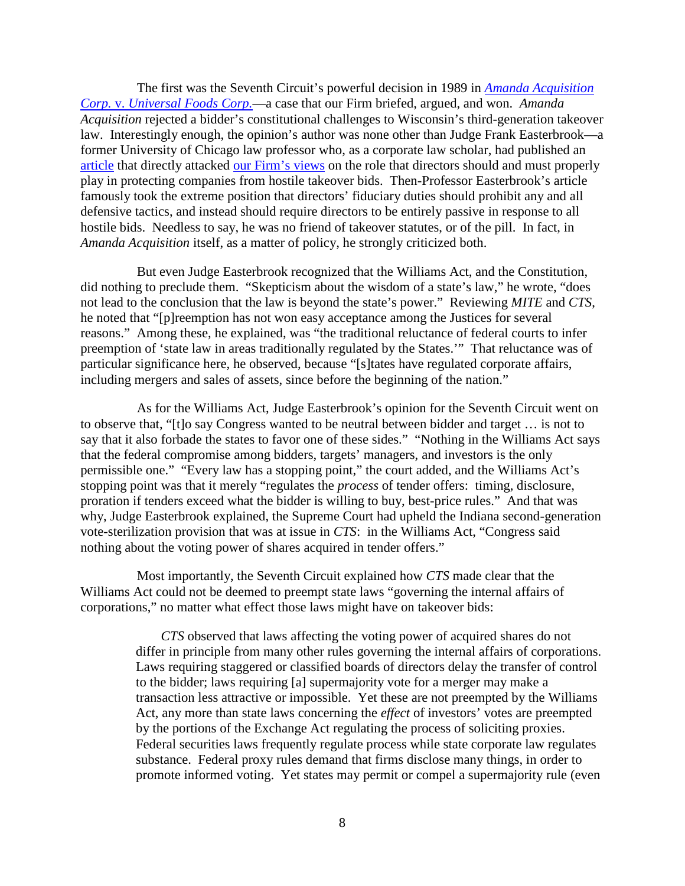The first was the Seventh Circuit's powerful decision in 1989 in *Amanda Acquisition Corp.* v. *Universal Foods Corp.*—a case that our Firm briefed, argued, and won. *Amanda Acquisition* rejected a bidder's constitutional challenges to Wisconsin's third-generation takeover law. Interestingly enough, the opinion's author was none other than Judge Frank Easterbrook—a former University of Chicago law professor who, as a corporate law scholar, had published an article that directly attacked our Firm's views on the role that directors should and must properly play in protecting companies from hostile takeover bids. Then-Professor Easterbrook's article famously took the extreme position that directors' fiduciary duties should prohibit any and all defensive tactics, and instead should require directors to be entirely passive in response to all hostile bids. Needless to say, he was no friend of takeover statutes, or of the pill. In fact, in *Amanda Acquisition* itself, as a matter of policy, he strongly criticized both.

But even Judge Easterbrook recognized that the Williams Act, and the Constitution, did nothing to preclude them. "Skepticism about the wisdom of a state's law," he wrote, "does not lead to the conclusion that the law is beyond the state's power." Reviewing *MITE* and *CTS*, he noted that "[p]reemption has not won easy acceptance among the Justices for several reasons." Among these, he explained, was "the traditional reluctance of federal courts to infer preemption of 'state law in areas traditionally regulated by the States.'" That reluctance was of particular significance here, he observed, because "[s]tates have regulated corporate affairs, including mergers and sales of assets, since before the beginning of the nation."

As for the Williams Act, Judge Easterbrook's opinion for the Seventh Circuit went on to observe that, "[t]o say Congress wanted to be neutral between bidder and target … is not to say that it also forbade the states to favor one of these sides." "Nothing in the Williams Act says that the federal compromise among bidders, targets' managers, and investors is the only permissible one." "Every law has a stopping point," the court added, and the Williams Act's stopping point was that it merely "regulates the *process* of tender offers: timing, disclosure, proration if tenders exceed what the bidder is willing to buy, best-price rules." And that was why, Judge Easterbrook explained, the Supreme Court had upheld the Indiana second-generation vote-sterilization provision that was at issue in *CTS*: in the Williams Act, "Congress said nothing about the voting power of shares acquired in tender offers."

Most importantly, the Seventh Circuit explained how *CTS* made clear that the Williams Act could not be deemed to preempt state laws "governing the internal affairs of corporations," no matter what effect those laws might have on takeover bids:

> *CTS* observed that laws affecting the voting power of acquired shares do not differ in principle from many other rules governing the internal affairs of corporations. Laws requiring staggered or classified boards of directors delay the transfer of control to the bidder; laws requiring [a] supermajority vote for a merger may make a transaction less attractive or impossible. Yet these are not preempted by the Williams Act, any more than state laws concerning the *effect* of investors' votes are preempted by the portions of the Exchange Act regulating the process of soliciting proxies. Federal securities laws frequently regulate process while state corporate law regulates substance. Federal proxy rules demand that firms disclose many things, in order to promote informed voting. Yet states may permit or compel a supermajority rule (even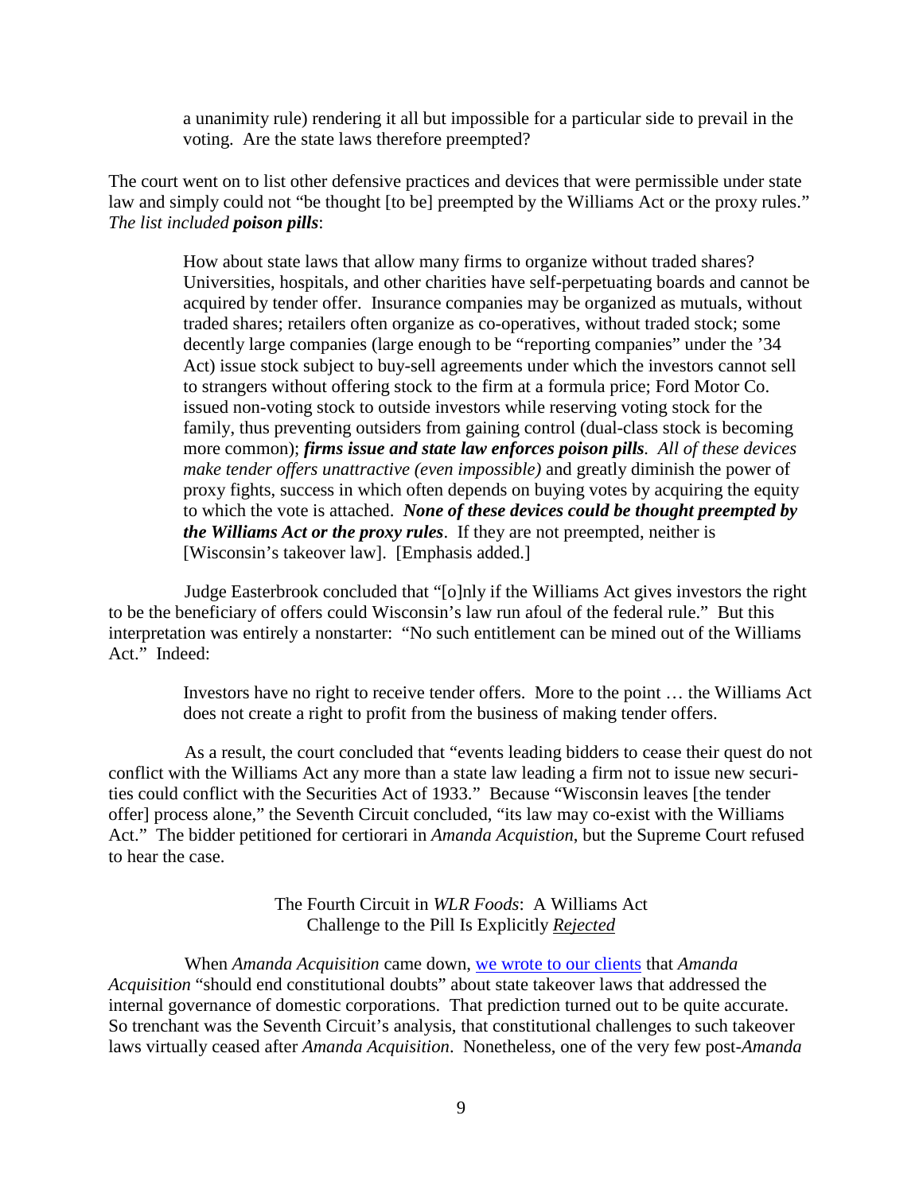> a unanimity rule) rendering it all but impossible for a particular side to prevail in the voting. Are the state laws therefore preempted?

The court went on to list other defensive practices and devices that were permissible under state law and simply could not "be thought [to be] preempted by the Williams Act or the proxy rules." *The list included **poison pills***:

> How about state laws that allow many firms to organize without traded shares? Universities, hospitals, and other charities have self-perpetuating boards and cannot be acquired by tender offer. Insurance companies may be organized as mutuals, without traded shares; retailers often organize as co-operatives, without traded stock; some decently large companies (large enough to be "reporting companies" under the '34 Act) issue stock subject to buy-sell agreements under which the investors cannot sell to strangers without offering stock to the firm at a formula price; Ford Motor Co. issued non-voting stock to outside investors while reserving voting stock for the family, thus preventing outsiders from gaining control (dual-class stock is becoming more common); ***firms issue and state law enforces poison pills***. *All of these devices make tender offers unattractive (even impossible)* and greatly diminish the power of proxy fights, success in which often depends on buying votes by acquiring the equity to which the vote is attached. ***None of these devices could be thought preempted by the Williams Act or the proxy rules***. If they are not preempted, neither is [Wisconsin's takeover law]. [Emphasis added.]

Judge Easterbrook concluded that "[o]nly if the Williams Act gives investors the right to be the beneficiary of offers could Wisconsin's law run afoul of the federal rule." But this interpretation was entirely a nonstarter: "No such entitlement can be mined out of the Williams Act." Indeed:

> Investors have no right to receive tender offers. More to the point … the Williams Act does not create a right to profit from the business of making tender offers.

As a result, the court concluded that "events leading bidders to cease their quest do not conflict with the Williams Act any more than a state law leading a firm not to issue new securities could conflict with the Securities Act of 1933." Because "Wisconsin leaves [the tender offer] process alone," the Seventh Circuit concluded, "its law may co-exist with the Williams Act." The bidder petitioned for certiorari in *Amanda Acquistion*, but the Supreme Court refused to hear the case.

### The Fourth Circuit in *WLR Foods*: A Williams Act Challenge to the Pill Is Explicitly *Rejected*

When *Amanda Acquisition* came down, we wrote to our clients that *Amanda Acquisition* "should end constitutional doubts" about state takeover laws that addressed the internal governance of domestic corporations. That prediction turned out to be quite accurate. So trenchant was the Seventh Circuit's analysis, that constitutional challenges to such takeover laws virtually ceased after *Amanda Acquisition*. Nonetheless, one of the very few post-*Amanda*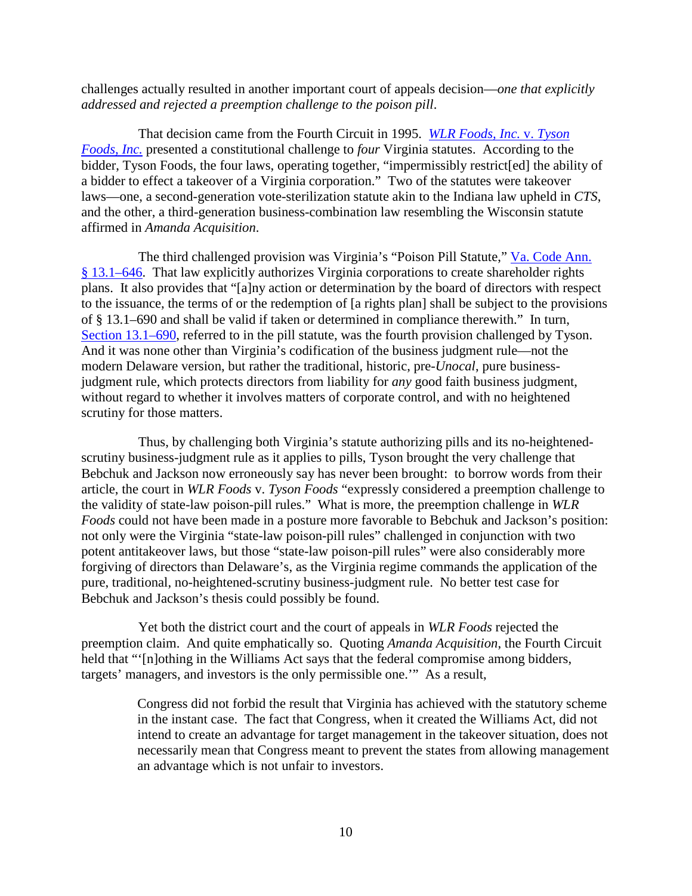challenges actually resulted in another important court of appeals decision—*one that explicitly addressed and rejected a preemption challenge to the poison pill*.

That decision came from the Fourth Circuit in 1995. *WLR Foods, Inc.* v. *Tyson Foods, Inc.* presented a constitutional challenge to *four* Virginia statutes. According to the bidder, Tyson Foods, the four laws, operating together, "impermissibly restrict[ed] the ability of a bidder to effect a takeover of a Virginia corporation." Two of the statutes were takeover laws—one, a second-generation vote-sterilization statute akin to the Indiana law upheld in *CTS*, and the other, a third-generation business-combination law resembling the Wisconsin statute affirmed in *Amanda Acquisition*.

The third challenged provision was Virginia's "Poison Pill Statute," Va. Code Ann. § 13.1–646. That law explicitly authorizes Virginia corporations to create shareholder rights plans. It also provides that "[a]ny action or determination by the board of directors with respect to the issuance, the terms of or the redemption of [a rights plan] shall be subject to the provisions of § 13.1–690 and shall be valid if taken or determined in compliance therewith." In turn, Section 13.1–690, referred to in the pill statute, was the fourth provision challenged by Tyson. And it was none other than Virginia's codification of the business judgment rule—not the modern Delaware version, but rather the traditional, historic, pre-*Unocal*, pure business-judgment rule, which protects directors from liability for *any* good faith business judgment, without regard to whether it involves matters of corporate control, and with no heightened scrutiny for those matters.

Thus, by challenging both Virginia's statute authorizing pills and its no-heightened-scrutiny business-judgment rule as it applies to pills, Tyson brought the very challenge that Bebchuk and Jackson now erroneously say has never been brought: to borrow words from their article, the court in *WLR Foods* v. *Tyson Foods* "expressly considered a preemption challenge to the validity of state-law poison-pill rules." What is more, the preemption challenge in *WLR Foods* could not have been made in a posture more favorable to Bebchuk and Jackson's position: not only were the Virginia "state-law poison-pill rules" challenged in conjunction with two potent antitakeover laws, but those "state-law poison-pill rules" were also considerably more forgiving of directors than Delaware's, as the Virginia regime commands the application of the pure, traditional, no-heightened-scrutiny business-judgment rule. No better test case for Bebchuk and Jackson's thesis could possibly be found.

Yet both the district court and the court of appeals in *WLR Foods* rejected the preemption claim. And quite emphatically so. Quoting *Amanda Acquisition*, the Fourth Circuit held that "'[n]othing in the Williams Act says that the federal compromise among bidders, targets' managers, and investors is the only permissible one.'" As a result,

> Congress did not forbid the result that Virginia has achieved with the statutory scheme in the instant case. The fact that Congress, when it created the Williams Act, did not intend to create an advantage for target management in the takeover situation, does not necessarily mean that Congress meant to prevent the states from allowing management an advantage which is not unfair to investors.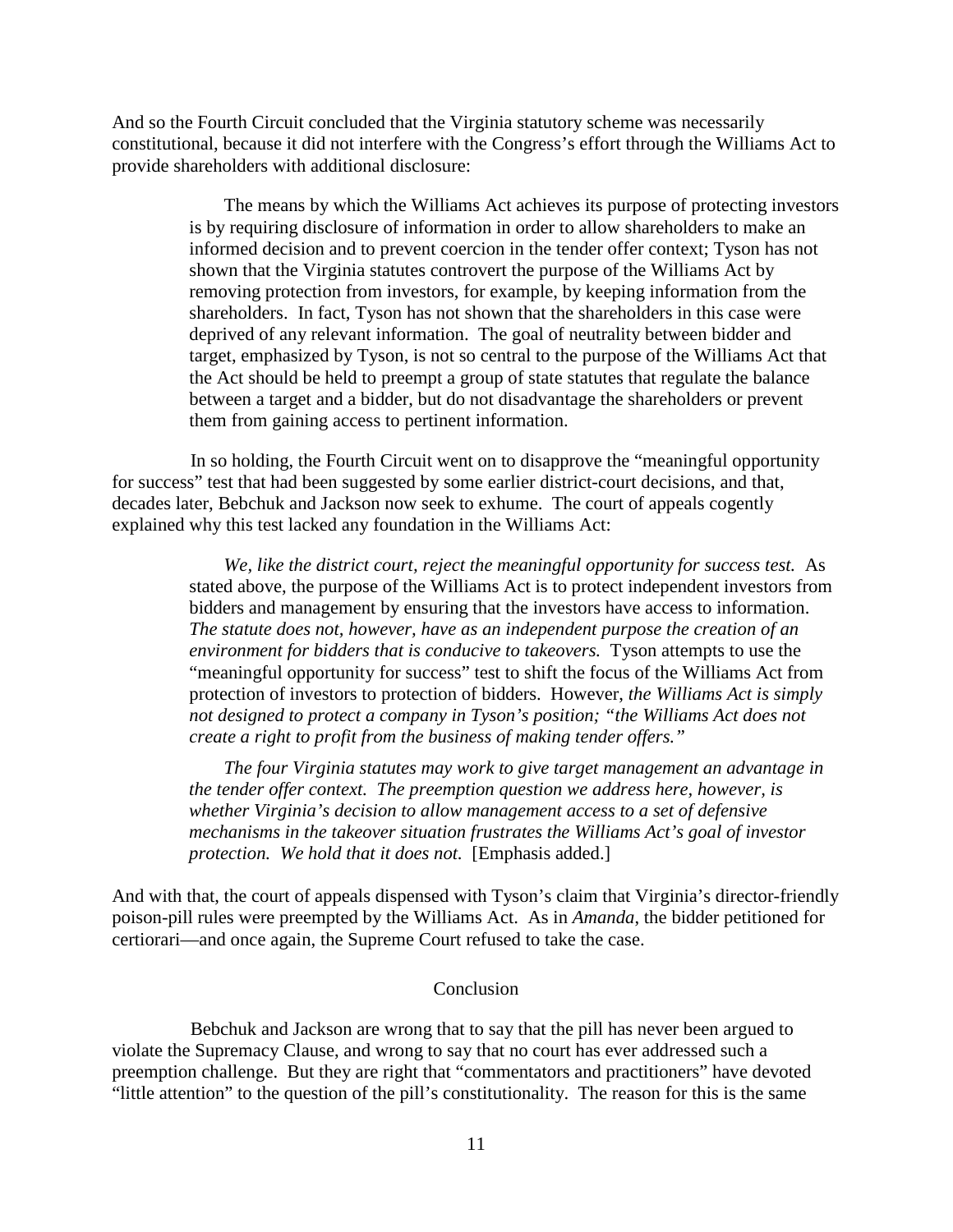And so the Fourth Circuit concluded that the Virginia statutory scheme was necessarily constitutional, because it did not interfere with the Congress's effort through the Williams Act to provide shareholders with additional disclosure:

> The means by which the Williams Act achieves its purpose of protecting investors is by requiring disclosure of information in order to allow shareholders to make an informed decision and to prevent coercion in the tender offer context; Tyson has not shown that the Virginia statutes controvert the purpose of the Williams Act by removing protection from investors, for example, by keeping information from the shareholders. In fact, Tyson has not shown that the shareholders in this case were deprived of any relevant information. The goal of neutrality between bidder and target, emphasized by Tyson, is not so central to the purpose of the Williams Act that the Act should be held to preempt a group of state statutes that regulate the balance between a target and a bidder, but do not disadvantage the shareholders or prevent them from gaining access to pertinent information.

In so holding, the Fourth Circuit went on to disapprove the "meaningful opportunity for success" test that had been suggested by some earlier district-court decisions, and that, decades later, Bebchuk and Jackson now seek to exhume. The court of appeals cogently explained why this test lacked any foundation in the Williams Act:

> *We, like the district court, reject the meaningful opportunity for success test.* As stated above, the purpose of the Williams Act is to protect independent investors from bidders and management by ensuring that the investors have access to information. *The statute does not, however, have as an independent purpose the creation of an environment for bidders that is conducive to takeovers.* Tyson attempts to use the "meaningful opportunity for success" test to shift the focus of the Williams Act from protection of investors to protection of bidders. However, *the Williams Act is simply not designed to protect a company in Tyson's position; "the Williams Act does not create a right to profit from the business of making tender offers."*
>
> *The four Virginia statutes may work to give target management an advantage in the tender offer context. The preemption question we address here, however, is whether Virginia's decision to allow management access to a set of defensive mechanisms in the takeover situation frustrates the Williams Act's goal of investor protection. We hold that it does not.* [Emphasis added.]

And with that, the court of appeals dispensed with Tyson's claim that Virginia's director-friendly poison-pill rules were preempted by the Williams Act. As in *Amanda*, the bidder petitioned for certiorari—and once again, the Supreme Court refused to take the case.

## Conclusion

Bebchuk and Jackson are wrong that to say that the pill has never been argued to violate the Supremacy Clause, and wrong to say that no court has ever addressed such a preemption challenge. But they are right that "commentators and practitioners" have devoted "little attention" to the question of the pill's constitutionality. The reason for this is the same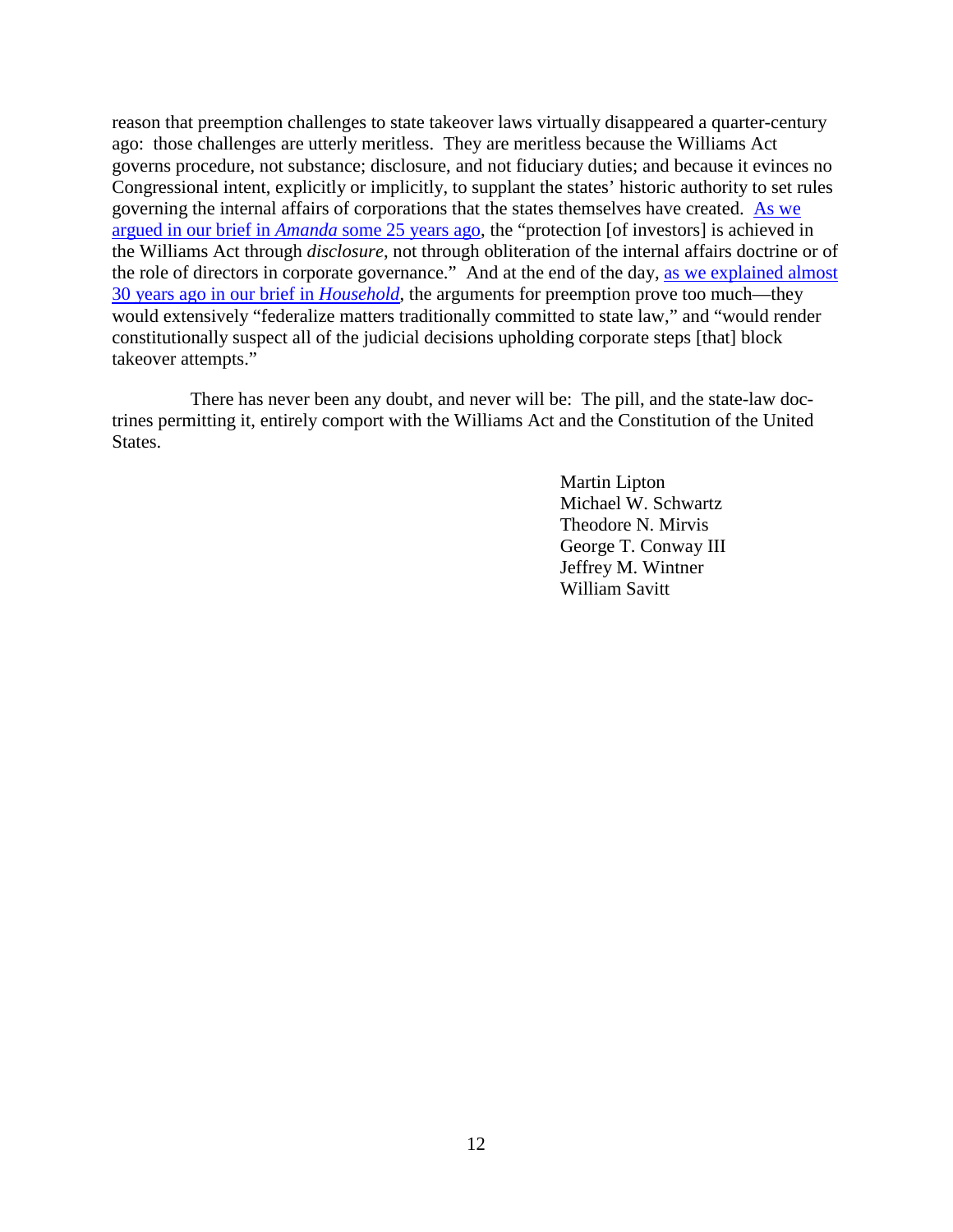reason that preemption challenges to state takeover laws virtually disappeared a quarter-century ago: those challenges are utterly meritless. They are meritless because the Williams Act governs procedure, not substance; disclosure, and not fiduciary duties; and because it evinces no Congressional intent, explicitly or implicitly, to supplant the states' historic authority to set rules governing the internal affairs of corporations that the states themselves have created. As we argued in our brief in *Amanda* some 25 years ago, the "protection [of investors] is achieved in the Williams Act through *disclosure*, not through obliteration of the internal affairs doctrine or of the role of directors in corporate governance." And at the end of the day, as we explained almost 30 years ago in our brief in *Household*, the arguments for preemption prove too much—they would extensively "federalize matters traditionally committed to state law," and "would render constitutionally suspect all of the judicial decisions upholding corporate steps [that] block takeover attempts."

There has never been any doubt, and never will be: The pill, and the state-law doctrines permitting it, entirely comport with the Williams Act and the Constitution of the United States.

Martin Lipton
Michael W. Schwartz
Theodore N. Mirvis
George T. Conway III
Jeffrey M. Wintner
William Savitt